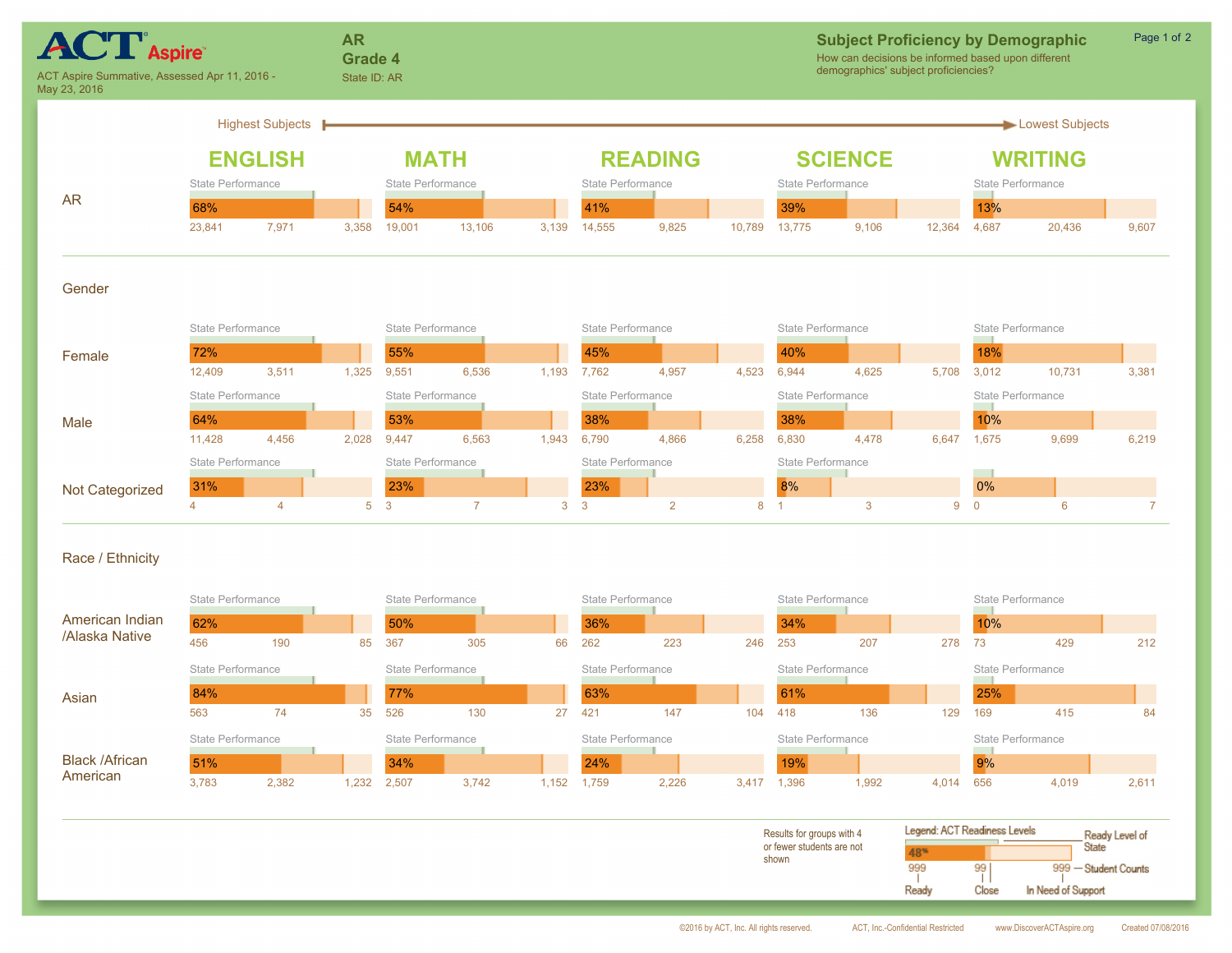# ACT Aspire

ACT Aspire Summative, Assessed Apr 11, 2016 - May 23, 2016

**AR**
**Grade 4**
State ID: AR

## Subject Proficiency by Demographic

How can decisions be informed based upon different demographics' subject proficiencies?

Highest Subjects → Lowest Subjects

Each cell shows: % Ready (Ready count / Close count / In Need of Support count)

| | ENGLISH | MATH | READING | SCIENCE | WRITING |
|---|---|---|---|---|---|
| **AR** | 68% (23,841 / 7,971 / 3,358) | 54% (19,001 / 13,106 / 3,139) | 41% (14,555 / 9,825 / 10,789) | 39% (13,775 / 9,106 / 12,364) | 13% (4,687 / 20,436 / 9,607) |
| **Gender** | | | | | |
| Female | 72% (12,409 / 3,511 / 1,325) | 55% (9,551 / 6,536 / 1,193) | 45% (7,762 / 4,957 / 4,523) | 40% (6,944 / 4,625 / 5,708) | 18% (3,012 / 10,731 / 3,381) |
| Male | 64% (11,428 / 4,456 / 2,028) | 53% (9,447 / 6,563 / 1,943) | 38% (6,790 / 4,866 / 6,258) | 38% (6,830 / 4,478 / 6,647) | 10% (1,675 / 9,699 / 6,219) |
| Not Categorized | 31% (4 / 4 / 5) | 23% (3 / 7 / 3) | 23% (3 / 2 / 8) | 8% (1 / 3 / 9) | 0% (0 / 6 / 7) |
| **Race / Ethnicity** | | | | | |
| American Indian /Alaska Native | 62% (456 / 190 / 85) | 50% (367 / 305 / 66) | 36% (262 / 223 / 246) | 34% (253 / 207 / 278) | 10% (73 / 429 / 212) |
| Asian | 84% (563 / 74 / 35) | 77% (526 / 130 / 27) | 63% (421 / 147 / 104) | 61% (418 / 136 / 129) | 25% (169 / 415 / 84) |
| Black /African American | 51% (3,783 / 2,382 / 1,232) | 34% (2,507 / 3,742 / 1,152) | 24% (1,759 / 2,226 / 3,417) | 19% (1,396 / 1,992 / 4,014) | 9% (656 / 4,019 / 2,611) |

Results for groups with 4 or fewer students are not shown

Legend: ACT Readiness Levels — Ready Level of State; Student Counts: Ready, Close, In Need of Support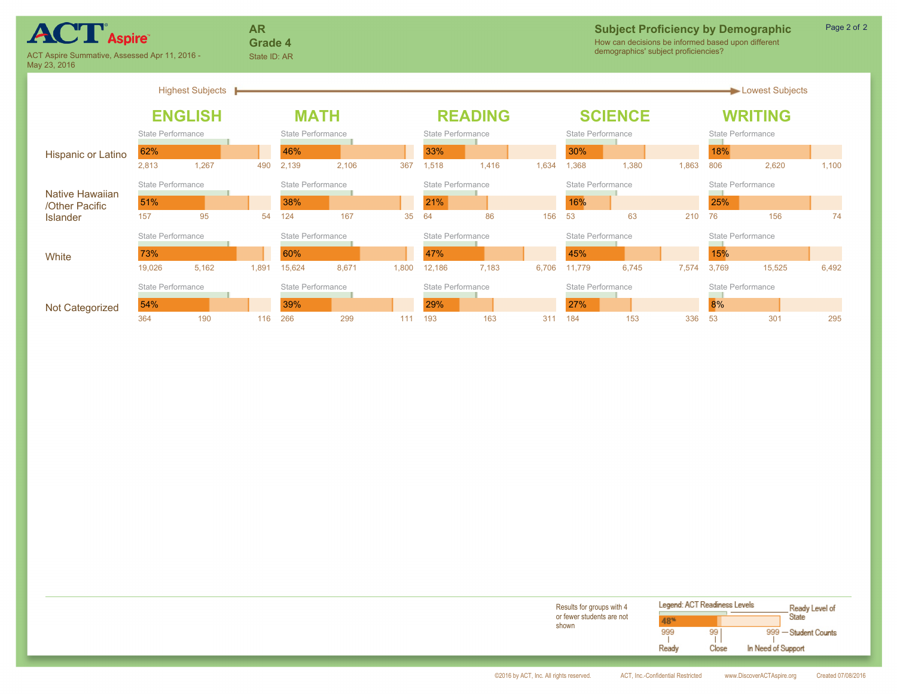ACT Aspire

ACT Aspire Summative, Assessed Apr 11, 2016 - May 23, 2016

AR
Grade 4
State ID: AR

## Subject Proficiency by Demographic

How can decisions be informed based upon different demographics' subject proficiencies?

Highest Subjects → Lowest Subjects

ENGLISH | MATH | READING | SCIENCE | WRITING

**Hispanic or Latino**

State Performance
62%
2,813 1,267 490

State Performance
46%
2,139 2,106 367

State Performance
33%
1,518 1,416 1,634

State Performance
30%
1,368 1,380 1,863

State Performance
18%
806 2,620 1,100

**Native Hawaiian /Other Pacific Islander**

State Performance
51%
157 95 54

State Performance
38%
124 167 35

State Performance
21%
64 86 156

State Performance
16%
53 63 210

State Performance
25%
76 156 74

**White**

State Performance
73%
19,026 5,162 1,891

State Performance
60%
15,624 8,671 1,800

State Performance
47%
12,186 7,183 6,706

State Performance
45%
11,779 6,745 7,574

State Performance
15%
3,769 15,525 6,492

**Not Categorized**

State Performance
54%
364 190 116

State Performance
39%
266 299 111

State Performance
29%
193 163 311

State Performance
27%
184 153 336

State Performance
8%
53 301 295

Results for groups with 4 or fewer students are not shown

Legend: ACT Readiness Levels

48%

999 99 999

Ready Close In Need of Support

Ready Level of State

Student Counts

©2016 by ACT, Inc. All rights reserved. ACT, Inc.-Confidential Restricted www.DiscoverACTAspire.org Created 07/08/2016